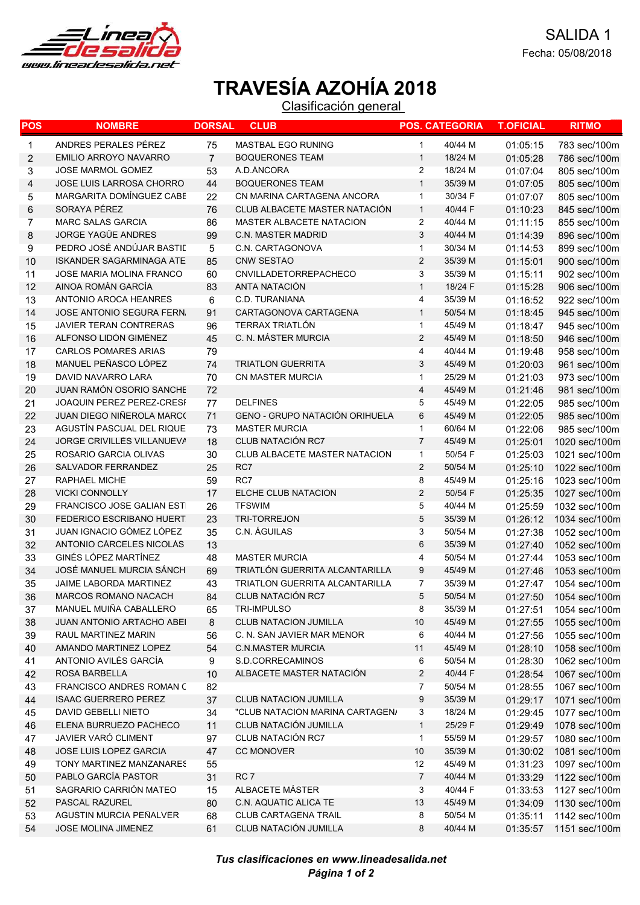SALIDA 1

Fecha: 05/08/2018

# TRAVESÍA AZOHÍA 2018

## Clasificación general

| POS | NOMBRE | DORSAL | CLUB | POS. | CATEGORIA | T.OFICIAL | RITMO |
|---|---|---|---|---|---|---|---|
| 1 | ANDRES PERALES PÉREZ | 75 | MASTBAL EGO RUNING | 1 | 40/44 M | 01:05:15 | 783 sec/100m |
| 2 | EMILIO ARROYO NAVARRO | 7 | BOQUERONES TEAM | 1 | 18/24 M | 01:05:28 | 786 sec/100m |
| 3 | JOSE MARMOL GOMEZ | 53 | A.D.ÁNCORA | 2 | 18/24 M | 01:07:04 | 805 sec/100m |
| 4 | JOSE LUIS LARROSA CHORRO | 44 | BOQUERONES TEAM | 1 | 35/39 M | 01:07:05 | 805 sec/100m |
| 5 | MARGARITA DOMÍNGUEZ CABE | 22 | CN MARINA CARTAGENA ANCORA | 1 | 30/34 F | 01:07:07 | 805 sec/100m |
| 6 | SORAYA PÉREZ | 76 | CLUB ALBACETE MASTER NATACIÓN | 1 | 40/44 F | 01:10:23 | 845 sec/100m |
| 7 | MARC SALAS GARCIA | 86 | MASTER ALBACETE NATACION | 2 | 40/44 M | 01:11:15 | 855 sec/100m |
| 8 | JORGE YAGÜE ANDRES | 99 | C.N. MASTER MADRID | 3 | 40/44 M | 01:14:39 | 896 sec/100m |
| 9 | PEDRO JOSÉ ANDÚJAR BASTIE | 5 | C.N. CARTAGONOVA | 1 | 30/34 M | 01:14:53 | 899 sec/100m |
| 10 | ISKANDER SAGARMINAGA ATE | 85 | CNW SESTAO | 2 | 35/39 M | 01:15:01 | 900 sec/100m |
| 11 | JOSE MARIA MOLINA FRANCO | 60 | CNVILLADETORREPACHECO | 3 | 35/39 M | 01:15:11 | 902 sec/100m |
| 12 | AINOA ROMÁN GARCÍA | 83 | ANTA NATACIÓN | 1 | 18/24 F | 01:15:28 | 906 sec/100m |
| 13 | ANTONIO AROCA HEANRES | 6 | C.D. TURANIANA | 4 | 35/39 M | 01:16:52 | 922 sec/100m |
| 14 | JOSE ANTONIO SEGURA FERN. | 91 | CARTAGONOVA CARTAGENA | 1 | 50/54 M | 01:18:45 | 945 sec/100m |
| 15 | JAVIER TERAN CONTRERAS | 96 | TERRAX TRIATLÓN | 1 | 45/49 M | 01:18:47 | 945 sec/100m |
| 16 | ALFONSO LIDÓN GIMÉNEZ | 45 | C. N. MÁSTER MURCIA | 2 | 45/49 M | 01:18:50 | 946 sec/100m |
| 17 | CARLOS POMARES ARIAS | 79 | | 4 | 40/44 M | 01:19:48 | 958 sec/100m |
| 18 | MANUEL PEÑASCO LÓPEZ | 74 | TRIATLON GUERRITA | 3 | 45/49 M | 01:20:03 | 961 sec/100m |
| 19 | DAVID NAVARRO LARA | 70 | CN MASTER MURCIA | 1 | 25/29 M | 01:21:03 | 973 sec/100m |
| 20 | JUAN RAMÓN OSORIO SANCHE | 72 | | 4 | 45/49 M | 01:21:46 | 981 sec/100m |
| 21 | JOAQUIN PEREZ PEREZ-CRESI | 77 | DELFINES | 5 | 45/49 M | 01:22:05 | 985 sec/100m |
| 22 | JUAN DIEGO NIÑEROLA MARC( | 71 | GENO - GRUPO NATACIÓN ORIHUELA | 6 | 45/49 M | 01:22:05 | 985 sec/100m |
| 23 | AGUSTÍN PASCUAL DEL RIQUE | 73 | MASTER MURCIA | 1 | 60/64 M | 01:22:06 | 985 sec/100m |
| 24 | JORGE CRIVILLÉS VILLANUEVA | 18 | CLUB NATACIÓN RC7 | 7 | 45/49 M | 01:25:01 | 1020 sec/100m |
| 25 | ROSARIO GARCIA OLIVAS | 30 | CLUB ALBACETE MASTER NATACION | 1 | 50/54 F | 01:25:03 | 1021 sec/100m |
| 26 | SALVADOR FERRANDEZ | 25 | RC7 | 2 | 50/54 M | 01:25:10 | 1022 sec/100m |
| 27 | RAPHAEL MICHE | 59 | RC7 | 8 | 45/49 M | 01:25:16 | 1023 sec/100m |
| 28 | VICKI CONNOLLY | 17 | ELCHE CLUB NATACION | 2 | 50/54 F | 01:25:35 | 1027 sec/100m |
| 29 | FRANCISCO JOSE GALIAN EST | 26 | TFSWIM | 5 | 40/44 M | 01:25:59 | 1032 sec/100m |
| 30 | FEDERICO ESCRIBANO HUERT | 23 | TRI-TORREJON | 5 | 35/39 M | 01:26:12 | 1034 sec/100m |
| 31 | JUAN IGNACIO GÓMEZ LÓPEZ | 35 | C.N. ÁGUILAS | 3 | 50/54 M | 01:27:38 | 1052 sec/100m |
| 32 | ANTONIO CÁRCELES NICOLÁS | 13 | | 6 | 35/39 M | 01:27:40 | 1052 sec/100m |
| 33 | GINÉS LÓPEZ MARTÍNEZ | 48 | MASTER MURCIA | 4 | 50/54 M | 01:27:44 | 1053 sec/100m |
| 34 | JOSÉ MANUEL MURCIA SÁNCH | 69 | TRIATLÓN GUERRITA ALCANTARILLA | 9 | 45/49 M | 01:27:46 | 1053 sec/100m |
| 35 | JAIME LABORDA MARTINEZ | 43 | TRIATLON GUERRITA ALCANTARILLA | 7 | 35/39 M | 01:27:47 | 1054 sec/100m |
| 36 | MARCOS ROMANO NACACH | 84 | CLUB NATACIÓN RC7 | 5 | 50/54 M | 01:27:50 | 1054 sec/100m |
| 37 | MANUEL MUIÑA CABALLERO | 65 | TRI-IMPULSO | 8 | 35/39 M | 01:27:51 | 1054 sec/100m |
| 38 | JUAN ANTONIO ARTACHO ABEI | 8 | CLUB NATACION JUMILLA | 10 | 45/49 M | 01:27:55 | 1055 sec/100m |
| 39 | RAUL MARTINEZ MARIN | 56 | C. N. SAN JAVIER MAR MENOR | 6 | 40/44 M | 01:27:56 | 1055 sec/100m |
| 40 | AMANDO MARTINEZ LOPEZ | 54 | C.N.MASTER MURCIA | 11 | 45/49 M | 01:28:10 | 1058 sec/100m |
| 41 | ANTONIO AVILÈS GARCÍA | 9 | S.D.CORRECAMINOS | 6 | 50/54 M | 01:28:30 | 1062 sec/100m |
| 42 | ROSA BARBELLA | 10 | ALBACETE MASTER NATACIÓN | 2 | 40/44 F | 01:28:54 | 1067 sec/100m |
| 43 | FRANCISCO ANDRES ROMAN C | 82 | | 7 | 50/54 M | 01:28:55 | 1067 sec/100m |
| 44 | ISAAC GUERRERO PEREZ | 37 | CLUB NATACION JUMILLA | 9 | 35/39 M | 01:29:17 | 1071 sec/100m |
| 45 | DAVID GEBELLI NIETO | 34 | "CLUB NATACION MARINA CARTAGEN/ | 3 | 18/24 M | 01:29:45 | 1077 sec/100m |
| 46 | ELENA BURRUEZO PACHECO | 11 | CLUB NATACIÓN JUMILLA | 1 | 25/29 F | 01:29:49 | 1078 sec/100m |
| 47 | JAVIER VARÓ CLIMENT | 97 | CLUB NATACIÓN RC7 | 1 | 55/59 M | 01:29:57 | 1080 sec/100m |
| 48 | JOSE LUIS LOPEZ GARCIA | 47 | CC MONOVER | 10 | 35/39 M | 01:30:02 | 1081 sec/100m |
| 49 | TONY MARTINEZ MANZANARES | 55 | | 12 | 45/49 M | 01:31:23 | 1097 sec/100m |
| 50 | PABLO GARCÍA PASTOR | 31 | RC 7 | 7 | 40/44 M | 01:33:29 | 1122 sec/100m |
| 51 | SAGRARIO CARRIÓN MATEO | 15 | ALBACETE MÁSTER | 3 | 40/44 F | 01:33:53 | 1127 sec/100m |
| 52 | PASCAL RAZUREL | 80 | C.N. AQUATIC ALICA TE | 13 | 45/49 M | 01:34:09 | 1130 sec/100m |
| 53 | AGUSTIN MURCIA PEÑALVER | 68 | CLUB CARTAGENA TRAIL | 8 | 50/54 M | 01:35:11 | 1142 sec/100m |
| 54 | JOSE MOLINA JIMENEZ | 61 | CLUB NATACIÓN JUMILLA | 8 | 40/44 M | 01:35:57 | 1151 sec/100m |

*Tus clasificaciones en www.lineadesalida.net*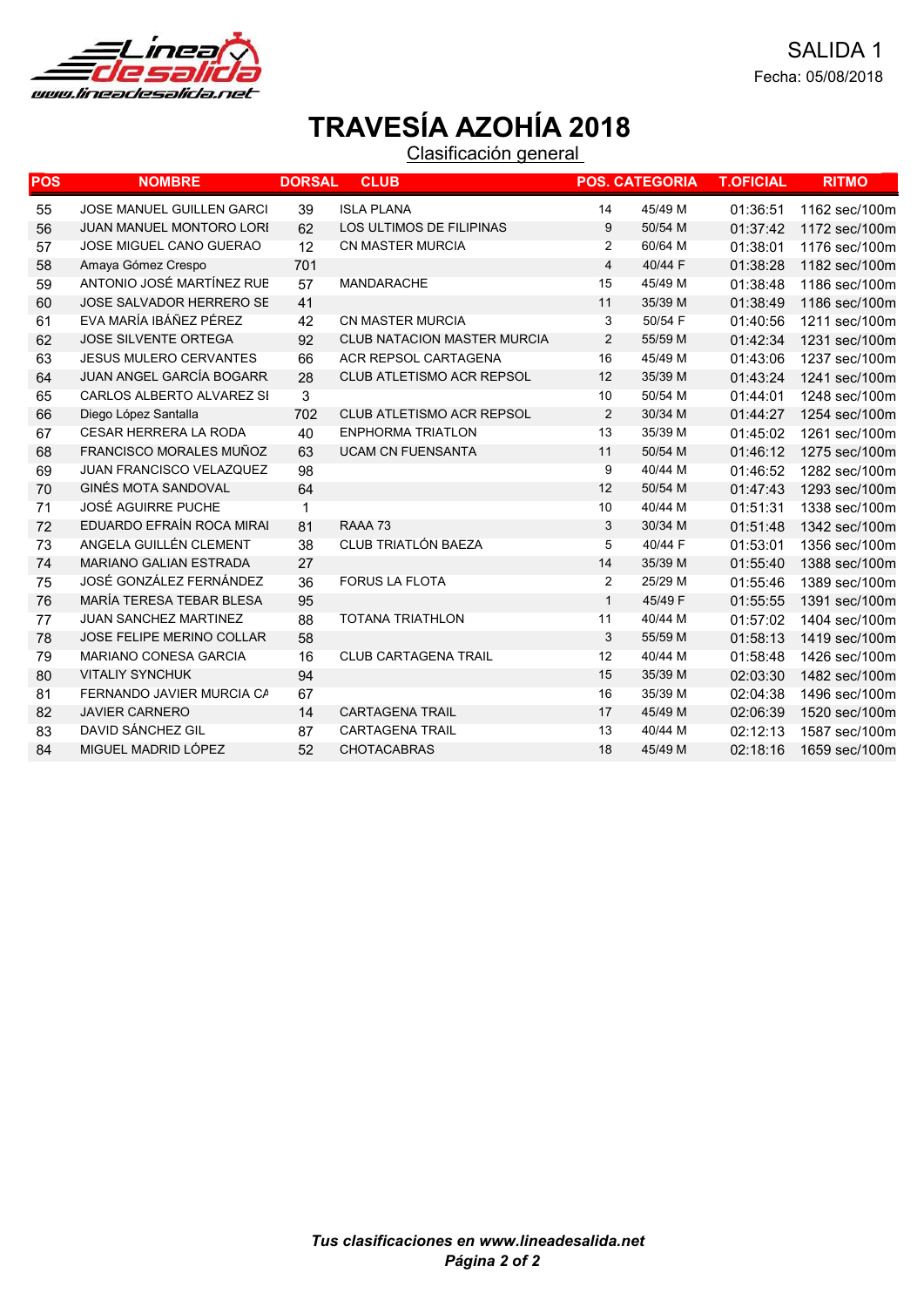SALIDA 1

Fecha: 05/08/2018

# TRAVESÍA AZOHÍA 2018

Clasificación general

| POS | NOMBRE | DORSAL | CLUB | POS. | CATEGORIA | T.OFICIAL | RITMO |
|---|---|---|---|---|---|---|---|
| 55 | JOSE MANUEL GUILLEN GARCI | 39 | ISLA PLANA | 14 | 45/49 M | 01:36:51 | 1162 sec/100m |
| 56 | JUAN MANUEL MONTORO LORI | 62 | LOS ULTIMOS DE FILIPINAS | 9 | 50/54 M | 01:37:42 | 1172 sec/100m |
| 57 | JOSE MIGUEL CANO GUERAO | 12 | CN MASTER MURCIA | 2 | 60/64 M | 01:38:01 | 1176 sec/100m |
| 58 | Amaya Gómez Crespo | 701 | | 4 | 40/44 F | 01:38:28 | 1182 sec/100m |
| 59 | ANTONIO JOSÉ MARTÍNEZ RUE | 57 | MANDARACHE | 15 | 45/49 M | 01:38:48 | 1186 sec/100m |
| 60 | JOSE SALVADOR HERRERO SE | 41 | | 11 | 35/39 M | 01:38:49 | 1186 sec/100m |
| 61 | EVA MARÍA IBÁÑEZ PÉREZ | 42 | CN MASTER MURCIA | 3 | 50/54 F | 01:40:56 | 1211 sec/100m |
| 62 | JOSE SILVENTE ORTEGA | 92 | CLUB NATACION MASTER MURCIA | 2 | 55/59 M | 01:42:34 | 1231 sec/100m |
| 63 | JESUS MULERO CERVANTES | 66 | ACR REPSOL CARTAGENA | 16 | 45/49 M | 01:43:06 | 1237 sec/100m |
| 64 | JUAN ANGEL GARCÍA BOGARR | 28 | CLUB ATLETISMO ACR REPSOL | 12 | 35/39 M | 01:43:24 | 1241 sec/100m |
| 65 | CARLOS ALBERTO ALVAREZ SI | 3 | | 10 | 50/54 M | 01:44:01 | 1248 sec/100m |
| 66 | Diego López Santalla | 702 | CLUB ATLETISMO ACR REPSOL | 2 | 30/34 M | 01:44:27 | 1254 sec/100m |
| 67 | CESAR HERRERA LA RODA | 40 | ENPHORMA TRIATLON | 13 | 35/39 M | 01:45:02 | 1261 sec/100m |
| 68 | FRANCISCO MORALES MUÑOZ | 63 | UCAM CN FUENSANTA | 11 | 50/54 M | 01:46:12 | 1275 sec/100m |
| 69 | JUAN FRANCISCO VELAZQUEZ | 98 | | 9 | 40/44 M | 01:46:52 | 1282 sec/100m |
| 70 | GINÉS MOTA SANDOVAL | 64 | | 12 | 50/54 M | 01:47:43 | 1293 sec/100m |
| 71 | JOSÉ AGUIRRE PUCHE | 1 | | 10 | 40/44 M | 01:51:31 | 1338 sec/100m |
| 72 | EDUARDO EFRAÍN ROCA MIRAI | 81 | RAAA 73 | 3 | 30/34 M | 01:51:48 | 1342 sec/100m |
| 73 | ANGELA GUILLÉN CLEMENT | 38 | CLUB TRIATLÓN BAEZA | 5 | 40/44 F | 01:53:01 | 1356 sec/100m |
| 74 | MARIANO GALIAN ESTRADA | 27 | | 14 | 35/39 M | 01:55:40 | 1388 sec/100m |
| 75 | JOSÉ GONZÁLEZ FERNÁNDEZ | 36 | FORUS LA FLOTA | 2 | 25/29 M | 01:55:46 | 1389 sec/100m |
| 76 | MARÍA TERESA TEBAR BLESA | 95 | | 1 | 45/49 F | 01:55:55 | 1391 sec/100m |
| 77 | JUAN SANCHEZ MARTINEZ | 88 | TOTANA TRIATHLON | 11 | 40/44 M | 01:57:02 | 1404 sec/100m |
| 78 | JOSE FELIPE MERINO COLLAR | 58 | | 3 | 55/59 M | 01:58:13 | 1419 sec/100m |
| 79 | MARIANO CONESA GARCIA | 16 | CLUB CARTAGENA TRAIL | 12 | 40/44 M | 01:58:48 | 1426 sec/100m |
| 80 | VITALIY SYNCHUK | 94 | | 15 | 35/39 M | 02:03:30 | 1482 sec/100m |
| 81 | FERNANDO JAVIER MURCIA CA | 67 | | 16 | 35/39 M | 02:04:38 | 1496 sec/100m |
| 82 | JAVIER CARNERO | 14 | CARTAGENA TRAIL | 17 | 45/49 M | 02:06:39 | 1520 sec/100m |
| 83 | DAVID SÁNCHEZ GIL | 87 | CARTAGENA TRAIL | 13 | 40/44 M | 02:12:13 | 1587 sec/100m |
| 84 | MIGUEL MADRID LÓPEZ | 52 | CHOTACABRAS | 18 | 45/49 M | 02:18:16 | 1659 sec/100m |

***Tus clasificaciones en www.lineadesalida.net***